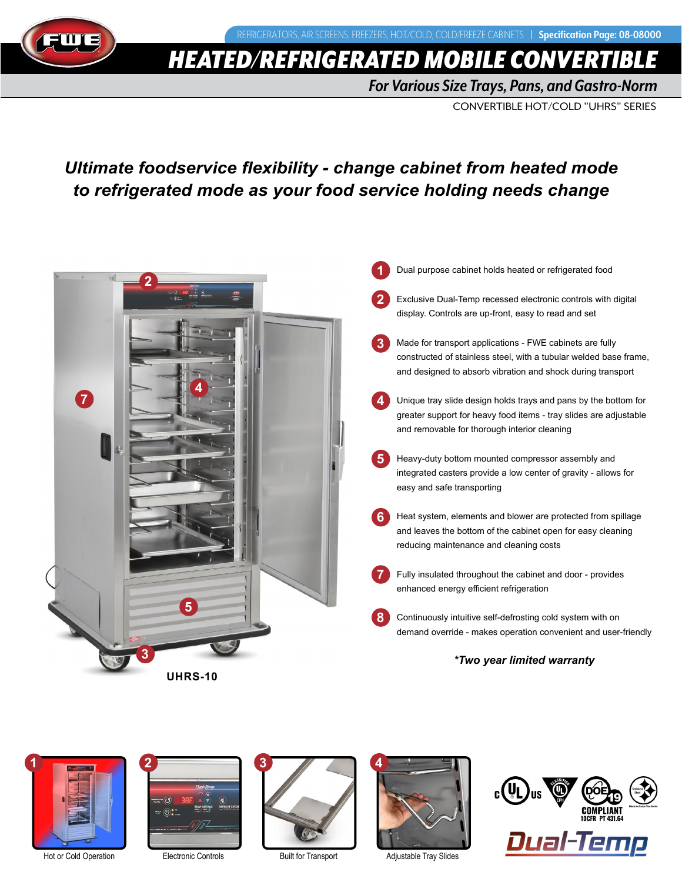REFRIGERATORS, AIR SCREENS, FREEZERS, HOT/COLD, COLD/FREEZE CABINETS | **Specification Page: 08-08000**

# HEATED/REFRIGERATED MOBILE CONVERTIBLE

## For Various Size Trays, Pans, and Gastro-Norm

CONVERTIBLE HOT/COLD "UHRS" SERIES

***Ultimate foodservice flexibility - change cabinet from heated mode to refrigerated mode as your food service holding needs change***

**UHRS-10**

1. Dual purpose cabinet holds heated or refrigerated food
2. Exclusive Dual-Temp recessed electronic controls with digital display. Controls are up-front, easy to read and set
3. Made for transport applications - FWE cabinets are fully constructed of stainless steel, with a tubular welded base frame, and designed to absorb vibration and shock during transport
4. Unique tray slide design holds trays and pans by the bottom for greater support for heavy food items - tray slides are adjustable and removable for thorough interior cleaning
5. Heavy-duty bottom mounted compressor assembly and integrated casters provide a low center of gravity - allows for easy and safe transporting
6. Heat system, elements and blower are protected from spillage and leaves the bottom of the cabinet open for easy cleaning reducing maintenance and cleaning costs
7. Fully insulated throughout the cabinet and door - provides enhanced energy efficient refrigeration
8. Continuously intuitive self-defrosting cold system with on demand override - makes operation convenient and user-friendly

***Two year limited warranty**

1. Hot or Cold Operation
2. Electronic Controls
3. Built for Transport
4. Adjustable Tray Slides

DOE COMPLIANT 10CFR PT 431.64

Dual-Temp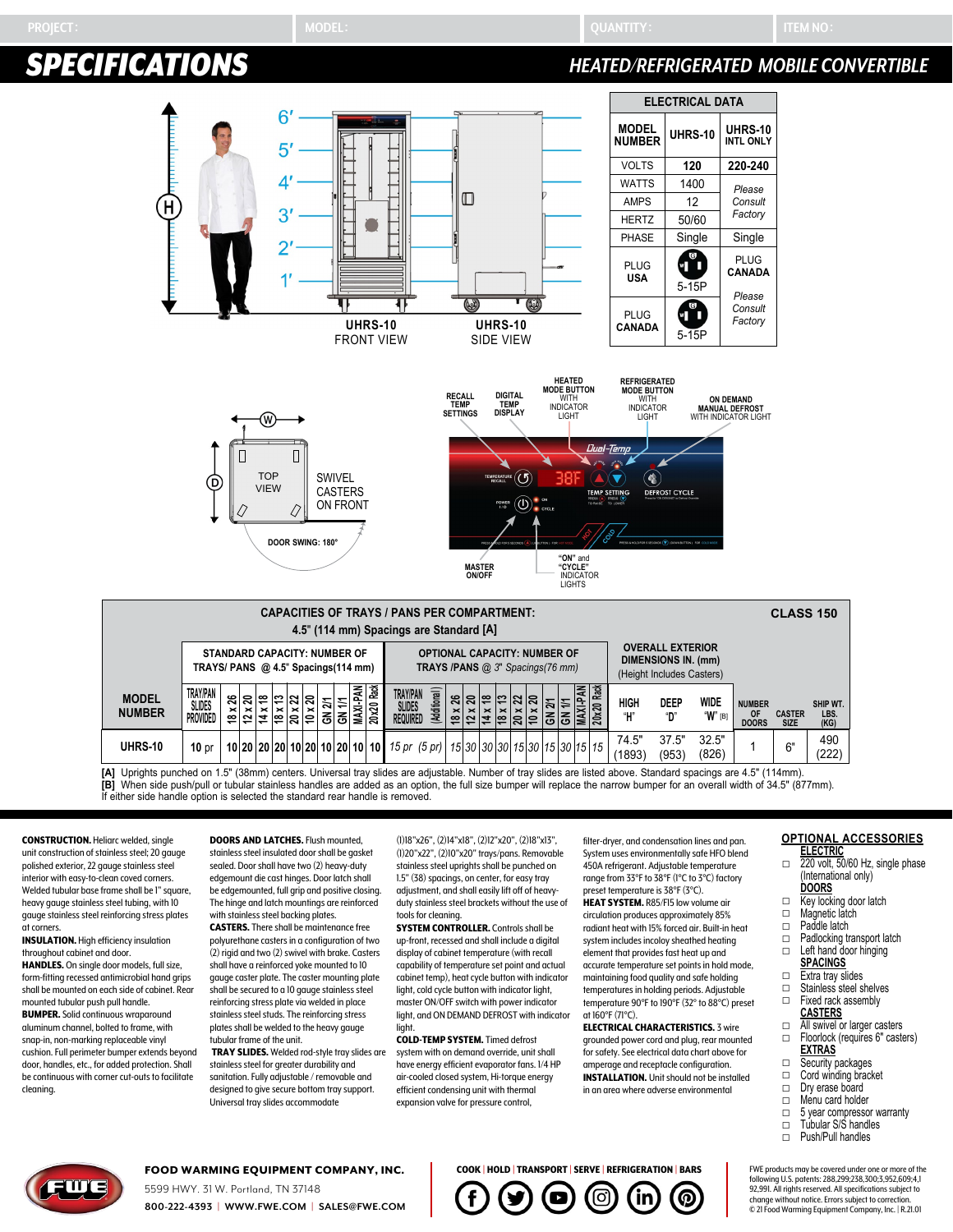PROJECT: | MODEL: | QUANTITY: | ITEM NO:

# SPECIFICATIONS

## HEATED/REFRIGERATED MOBILE CONVERTIBLE

H

6′
5′
4′
3′
2′
1′

UHRS-10
FRONT VIEW

UHRS-10
SIDE VIEW

| ELECTRICAL DATA | | |
|---|---|---|
| MODEL NUMBER | UHRS-10 | UHRS-10 INTL ONLY |
| VOLTS | 120 | 220-240 |
| WATTS | 1400 | Please Consult Factory |
| AMPS | 12 | |
| HERTZ | 50/60 | |
| PHASE | Single | Single |
| PLUG USA | 5-15P | PLUG CANADA |
| PLUG CANADA | 5-15P | Please Consult Factory |

W

D

TOP VIEW

SWIVEL CASTERS ON FRONT

DOOR SWING: 180°

RECALL TEMP SETTINGS

DIGITAL TEMP DISPLAY

HEATED MODE BUTTON WITH INDICATOR LIGHT

REFRIGERATED MODE BUTTON WITH INDICATOR LIGHT

ON DEMAND MANUAL DEFROST WITH INDICATOR LIGHT

MASTER ON/OFF

"ON" and "CYCLE" INDICATOR LIGHTS

| CAPACITIES OF TRAYS / PANS PER COMPARTMENT: 4.5" (114 mm) Spacings are Standard [A] | | | | | | | | | | | | | | | | | | | | | | | | | | | | CLASS 150 | | |
|---|---|---|---|---|---|---|---|---|---|---|---|---|---|---|---|---|---|---|---|---|---|---|---|---|---|---|---|---|---|---|
| MODEL NUMBER | STANDARD CAPACITY: NUMBER OF TRAYS/ PANS @ 4.5" Spacings(114 mm) | | | | | | | | | | | OPTIONAL CAPACITY: NUMBER OF TRAYS /PANS @ 3" Spacings(76 mm) | | | | | | | | | | | OVERALL EXTERIOR DIMENSIONS IN. (mm) (Height Includes Casters) | | | NUMBER OF DOORS | CASTER SIZE | SHIP WT. LBS. (KG) |
| | TRAY/PAN SLIDES PROVIDED | 18 x 26 | 12 x 20 | 14 x 18 | 18 x 13 | 20 x 22 | 10 x 20 | GN 2/1 | GN 1/1 | MAXI-PAN | 20x20 Rack | TRAY/PAN SLIDES REQUIRED (Additional) | 18 x 26 | 12 x 20 | 14 x 18 | 18 x 13 | 20 x 22 | 10 x 20 | GN 2/1 | GN 1/1 | MAXI-PAN | 20x20 Rack | HIGH "H" | DEEP "D" | WIDE "W" [B] | | | |
| UHRS-10 | 10 pr | 10 | 20 | 20 | 20 | 10 | 20 | 10 | 20 | 10 | 10 | 15 pr (5 pr) | 15 | 30 | 30 | 30 | 15 | 30 | 15 | 30 | 15 | 15 | 74.5" (1893) | 37.5" (953) | 32.5" (826) | 1 | 6" | 490 (222) |

**[A]** Uprights punched on 1.5" (38mm) centers. Universal tray slides are adjustable. Number of tray slides are listed above. Standard spacings are 4.5" (114mm).
**[B]** When side push/pull or tubular stainless handles are added as an option, the full size bumper will replace the narrow bumper for an overall width of 34.5" (877mm). If either side handle option is selected the standard rear handle is removed.

**CONSTRUCTION.** Heliarc welded, single unit construction of stainless steel; 20 gauge polished exterior, 22 gauge stainless steel interior with easy-to-clean coved corners. Welded tubular base frame shall be 1" square, heavy gauge stainless steel tubing, with 10 gauge stainless steel reinforcing stress plates at corners.

**INSULATION.** High efficiency insulation throughout cabinet and door.

**HANDLES.** On single door models, full size, form-fitting recessed antimicrobial hand grips shall be mounted on each side of cabinet. Rear mounted tubular push pull handle.

**BUMPER.** Solid continuous wraparound aluminum channel, bolted to frame, with snap-in, non-marking replaceable vinyl cushion. Full perimeter bumper extends beyond door, handles, etc., for added protection. Shall be continuous with corner cut-outs to facilitate cleaning.

**DOORS AND LATCHES.** Flush mounted, stainless steel insulated door shall be gasket sealed. Door shall have two (2) heavy-duty edgemount die cast hinges. Door latch shall be edgemounted, full grip and positive closing. The hinge and latch mountings are reinforced with stainless steel backing plates.

**CASTERS.** There shall be maintenance free polyurethane casters in a configuration of two (2) rigid and two (2) swivel with brake. Casters shall have a reinforced yoke mounted to 10 gauge caster plate. The caster mounting plate shall be secured to a 10 gauge stainless steel reinforcing stress plate via welded in place stainless steel studs. The reinforcing stress plates shall be welded to the heavy gauge tubular frame of the unit.

**TRAY SLIDES.** Welded rod-style tray slides are stainless steel for greater durability and sanitation. Fully adjustable / removable and designed to give secure bottom tray support. Universal tray slides accommodate (1)18"x26", (2)14"x18", (2)12"x20", (2)18"x13", (1)20"x22", (2)10"x20" trays/pans. Removable stainless steel uprights shall be punched on 1.5" (38) spacings, on center, for easy tray adjustment, and shall easily lift off of heavy-duty stainless steel brackets without the use of tools for cleaning.

**SYSTEM CONTROLLER.** Controls shall be up-front, recessed and shall include a digital display of cabinet temperature (with recall capability of temperature set point and actual cabinet temp), heat cycle button with indicator light, cold cycle button with indicator light, master ON/OFF switch with power indicator light, and ON DEMAND DEFROST with indicator light.

**COLD-TEMP SYSTEM.** Timed defrost system with on demand override, unit shall have energy efficient evaporator fans. 1/4 HP air-cooled closed system, Hi-torque energy efficient condensing unit with thermal expansion valve for pressure control, filter-dryer, and condensation lines and pan. System uses environmentally safe HFO blend 450A refrigerant. Adjustable temperature range from 33°F to 38°F (1°C to 3°C) factory preset temperature is 38°F (3°C).

**HEAT SYSTEM.** R85/F15 low volume air circulation produces approximately 85% radiant heat with 15% forced air. Built-in heat system includes incoloy sheathed heating element that provides fast heat up and accurate temperature set points in hold mode, maintaining food quality and safe holding temperatures in holding periods. Adjustable temperature 90°F to 190°F (32° to 88°C) preset at 160°F (71°C).

**ELECTRICAL CHARACTERISTICS.** 3 wire grounded power cord and plug, rear mounted for safety. See electrical data chart above for amperage and receptacle configuration.

**INSTALLATION.** Unit should not be installed in an area where adverse environmental

## OPTIONAL ACCESSORIES

**ELECTRIC**
- ☐ 220 volt, 50/60 Hz, single phase (International only)

**DOORS**
- ☐ Key locking door latch
- ☐ Magnetic latch
- ☐ Paddle latch
- ☐ Padlocking transport latch
- ☐ Left hand door hinging

**SPACINGS**
- ☐ Extra tray slides
- ☐ Stainless steel shelves
- ☐ Fixed rack assembly

**CASTERS**
- ☐ All swivel or larger casters
- ☐ Floorlock (requires 6" casters)

**EXTRAS**
- ☐ Security packages
- ☐ Cord winding bracket
- ☐ Dry erase board
- ☐ Menu card holder
- ☐ 5 year compressor warranty
- ☐ Tubular S/S handles
- ☐ Push/Pull handles

**FOOD WARMING EQUIPMENT COMPANY, INC.**
5599 HWY. 31 W. Portland, TN 37148
800-222-4393 | WWW.FWE.COM | SALES@FWE.COM

COOK | HOLD | TRANSPORT | SERVE | REFRIGERATION | BARS

FWE products may be covered under one or more of the following U.S. patents: 288,299;238,300;3,952,609;4,1 92,991. All rights reserved. All specifications subject to change without notice. Errors subject to correction. © 21 Food Warming Equipment Company, Inc. | R.21.01